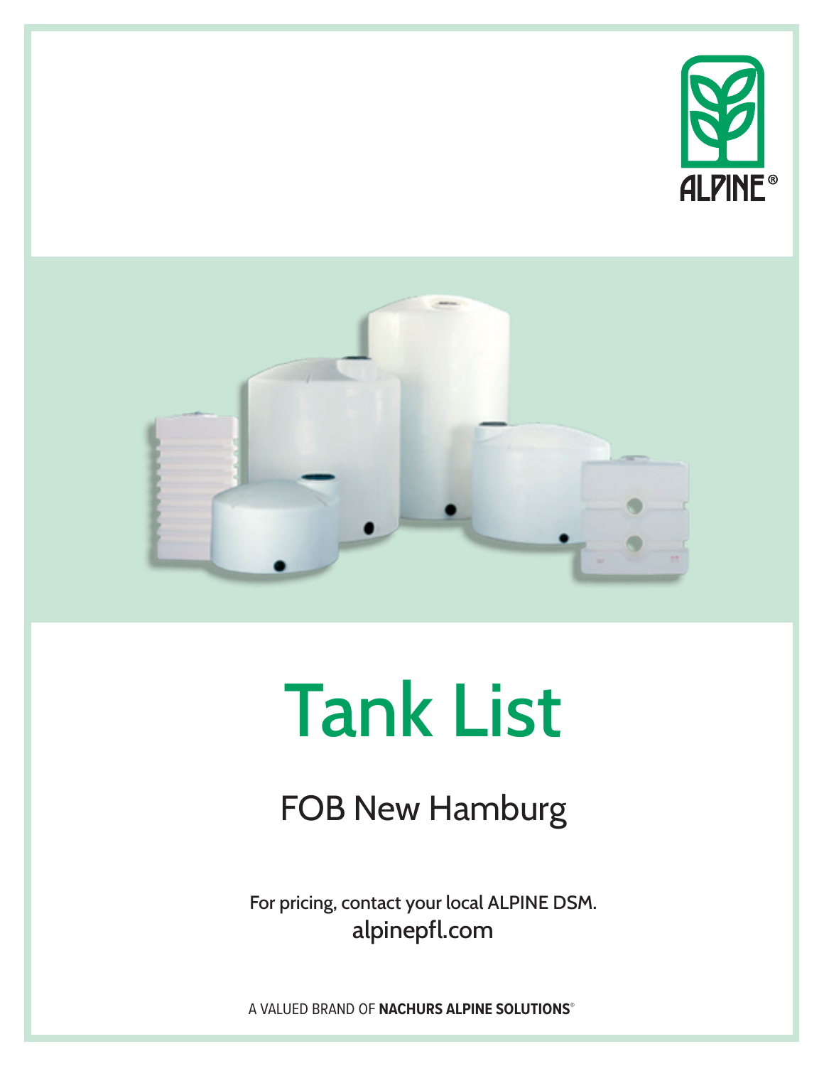ALPINE®

# Tank List

## FOB New Hamburg

For pricing, contact your local ALPINE DSM.
alpinepfl.com

A VALUED BRAND OF **NACHURS ALPINE SOLUTIONS**®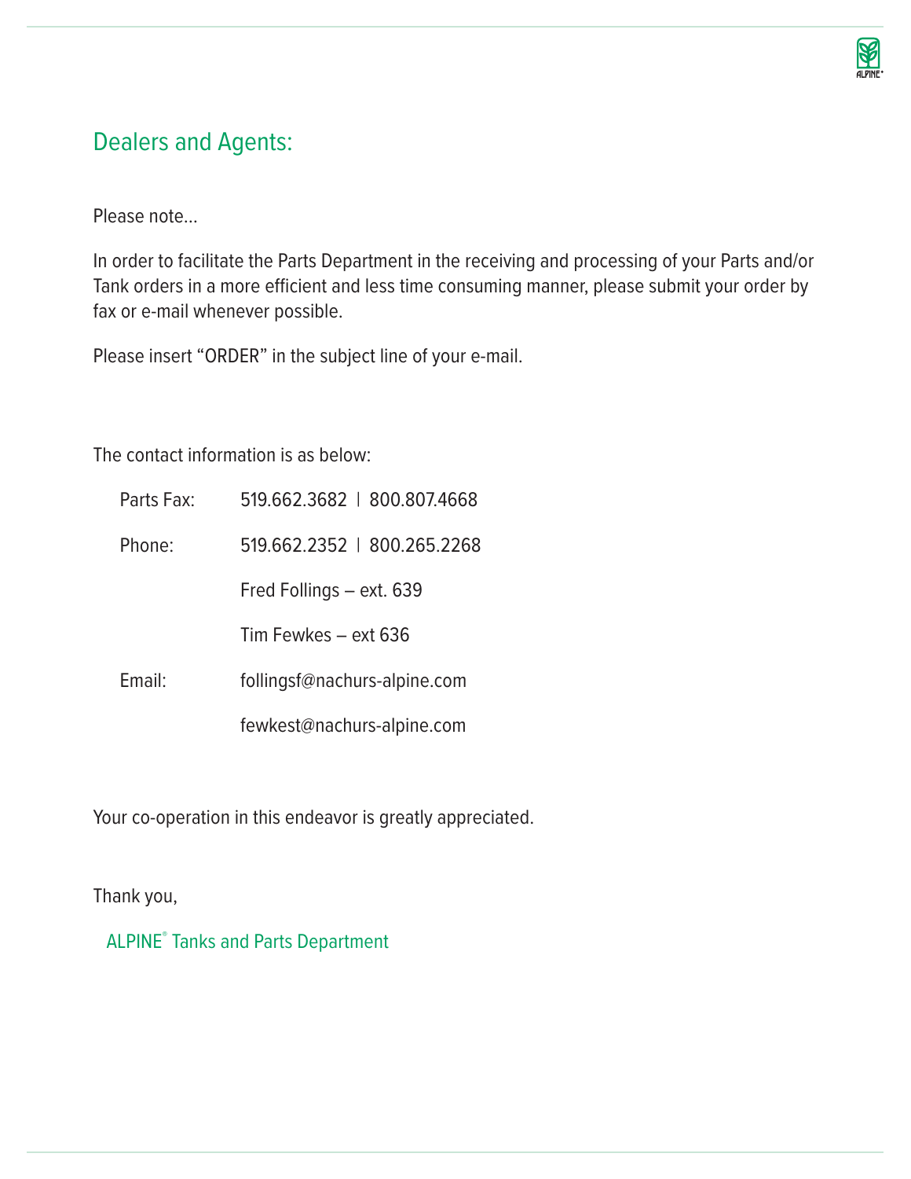## Dealers and Agents:

Please note…

In order to facilitate the Parts Department in the receiving and processing of your Parts and/or Tank orders in a more efficient and less time consuming manner, please submit your order by fax or e-mail whenever possible.

Please insert “ORDER” in the subject line of your e-mail.

The contact information is as below:

Parts Fax: 519.662.3682 | 800.807.4668

Phone: 519.662.2352 | 800.265.2268

Fred Follings – ext. 639

Tim Fewkes – ext 636

Email: follingsf@nachurs-alpine.com

fewkest@nachurs-alpine.com

Your co-operation in this endeavor is greatly appreciated.

Thank you,

ALPINE® Tanks and Parts Department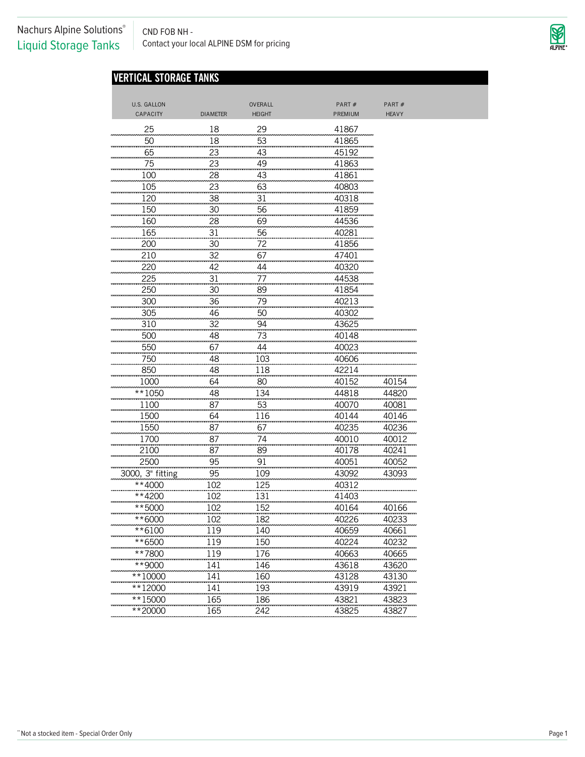Nachurs Alpine Solutions®
Liquid Storage Tanks

CND FOB NH -
Contact your local ALPINE DSM for pricing

## VERTICAL STORAGE TANKS

| U.S. GALLON CAPACITY | DIAMETER | OVERALL HEIGHT | PART # PREMIUM | PART # HEAVY |
|---|---|---|---|---|
| 25 | 18 | 29 | 41867 | |
| 50 | 18 | 53 | 41865 | |
| 65 | 23 | 43 | 45192 | |
| 75 | 23 | 49 | 41863 | |
| 100 | 28 | 43 | 41861 | |
| 105 | 23 | 63 | 40803 | |
| 120 | 38 | 31 | 40318 | |
| 150 | 30 | 56 | 41859 | |
| 160 | 28 | 69 | 44536 | |
| 165 | 31 | 56 | 40281 | |
| 200 | 30 | 72 | 41856 | |
| 210 | 32 | 67 | 47401 | |
| 220 | 42 | 44 | 40320 | |
| 225 | 31 | 77 | 44538 | |
| 250 | 30 | 89 | 41854 | |
| 300 | 36 | 79 | 40213 | |
| 305 | 46 | 50 | 40302 | |
| 310 | 32 | 94 | 43625 | |
| 500 | 48 | 73 | 40148 | |
| 550 | 67 | 44 | 40023 | |
| 750 | 48 | 103 | 40606 | |
| 850 | 48 | 118 | 42214 | |
| 1000 | 64 | 80 | 40152 | 40154 |
| **1050 | 48 | 134 | 44818 | 44820 |
| 1100 | 87 | 53 | 40070 | 40081 |
| 1500 | 64 | 116 | 40144 | 40146 |
| 1550 | 87 | 67 | 40235 | 40236 |
| 1700 | 87 | 74 | 40010 | 40012 |
| 2100 | 87 | 89 | 40178 | 40241 |
| 2500 | 95 | 91 | 40051 | 40052 |
| 3000, 3" fitting | 95 | 109 | 43092 | 43093 |
| **4000 | 102 | 125 | 40312 | |
| **4200 | 102 | 131 | 41403 | |
| **5000 | 102 | 152 | 40164 | 40166 |
| **6000 | 102 | 182 | 40226 | 40233 |
| **6100 | 119 | 140 | 40659 | 40661 |
| **6500 | 119 | 150 | 40224 | 40232 |
| **7800 | 119 | 176 | 40663 | 40665 |
| **9000 | 141 | 146 | 43618 | 43620 |
| **10000 | 141 | 160 | 43128 | 43130 |
| **12000 | 141 | 193 | 43919 | 43921 |
| **15000 | 165 | 186 | 43821 | 43823 |
| **20000 | 165 | 242 | 43825 | 43827 |

** Not a stocked item - Special Order Only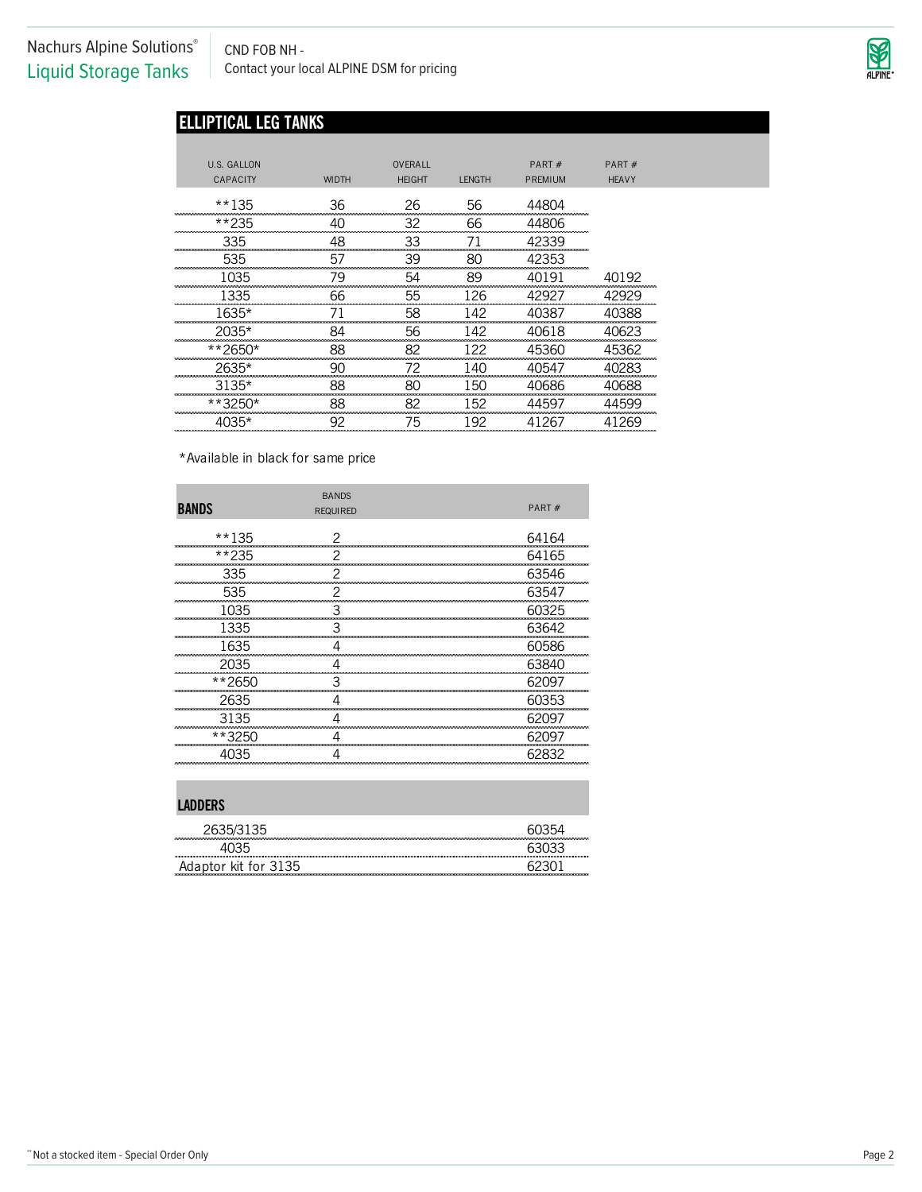Nachurs Alpine Solutions®
Liquid Storage Tanks

CND FOB NH -
Contact your local ALPINE DSM for pricing

## ELLIPTICAL LEG TANKS

| U.S. GALLON CAPACITY | WIDTH | OVERALL HEIGHT | LENGTH | PART # PREMIUM | PART # HEAVY |
|---|---|---|---|---|---|
| **135 | 36 | 26 | 56 | 44804 | |
| **235 | 40 | 32 | 66 | 44806 | |
| 335 | 48 | 33 | 71 | 42339 | |
| 535 | 57 | 39 | 80 | 42353 | |
| 1035 | 79 | 54 | 89 | 40191 | 40192 |
| 1335 | 66 | 55 | 126 | 42927 | 42929 |
| 1635* | 71 | 58 | 142 | 40387 | 40388 |
| 2035* | 84 | 56 | 142 | 40618 | 40623 |
| **2650* | 88 | 82 | 122 | 45360 | 45362 |
| 2635* | 90 | 72 | 140 | 40547 | 40283 |
| 3135* | 88 | 80 | 150 | 40686 | 40688 |
| **3250* | 88 | 82 | 152 | 44597 | 44599 |
| 4035* | 92 | 75 | 192 | 41267 | 41269 |

*Available in black for same price

## BANDS

| | BANDS REQUIRED | PART # |
|---|---|---|
| **135 | 2 | 64164 |
| **235 | 2 | 64165 |
| 335 | 2 | 63546 |
| 535 | 2 | 63547 |
| 1035 | 3 | 60325 |
| 1335 | 3 | 63642 |
| 1635 | 4 | 60586 |
| 2035 | 4 | 63840 |
| **2650 | 3 | 62097 |
| 2635 | 4 | 60353 |
| 3135 | 4 | 62097 |
| **3250 | 4 | 62097 |
| 4035 | 4 | 62832 |

## LADDERS

| | |
|---|---|
| 2635/3135 | 60354 |
| 4035 | 63033 |
| Adaptor kit for 3135 | 62301 |

** Not a stocked item - Special Order Only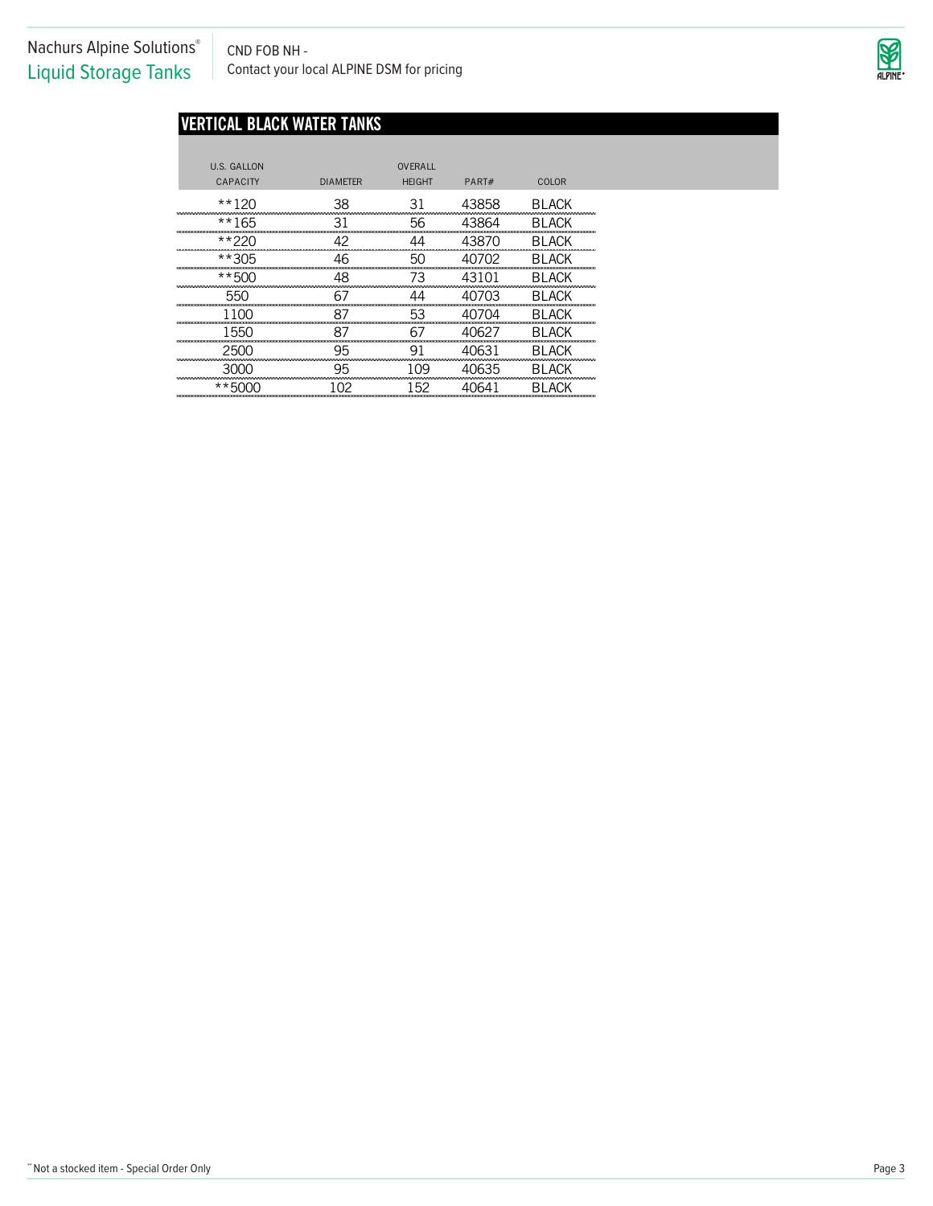Nachurs Alpine Solutions®
Liquid Storage Tanks

CND FOB NH -
Contact your local ALPINE DSM for pricing

## VERTICAL BLACK WATER TANKS

| U.S. GALLON CAPACITY | DIAMETER | OVERALL HEIGHT | PART# | COLOR |
|---|---|---|---|---|
| **120 | 38 | 31 | 43858 | BLACK |
| **165 | 31 | 56 | 43864 | BLACK |
| **220 | 42 | 44 | 43870 | BLACK |
| **305 | 46 | 50 | 40702 | BLACK |
| **500 | 48 | 73 | 43101 | BLACK |
| 550 | 67 | 44 | 40703 | BLACK |
| 1100 | 87 | 53 | 40704 | BLACK |
| 1550 | 87 | 67 | 40627 | BLACK |
| 2500 | 95 | 91 | 40631 | BLACK |
| 3000 | 95 | 109 | 40635 | BLACK |
| **5000 | 102 | 152 | 40641 | BLACK |

** Not a stocked item - Special Order Only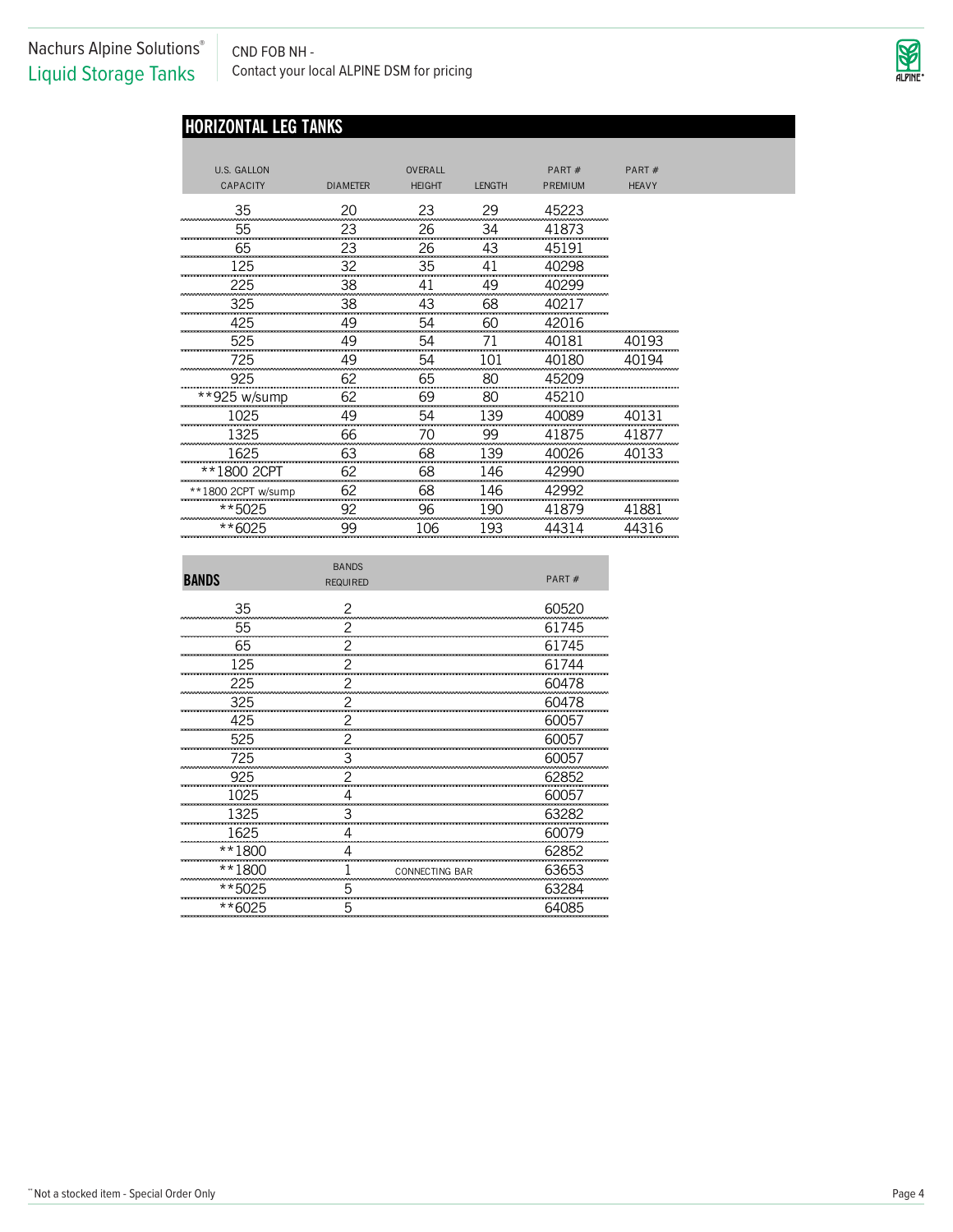Nachurs Alpine Solutions®
Liquid Storage Tanks

CND FOB NH -
Contact your local ALPINE DSM for pricing

## HORIZONTAL LEG TANKS

| U.S. GALLON CAPACITY | DIAMETER | OVERALL HEIGHT | LENGTH | PART # PREMIUM | PART # HEAVY |
|---|---|---|---|---|---|
| 35 | 20 | 23 | 29 | 45223 | |
| 55 | 23 | 26 | 34 | 41873 | |
| 65 | 23 | 26 | 43 | 45191 | |
| 125 | 32 | 35 | 41 | 40298 | |
| 225 | 38 | 41 | 49 | 40299 | |
| 325 | 38 | 43 | 68 | 40217 | |
| 425 | 49 | 54 | 60 | 42016 | |
| 525 | 49 | 54 | 71 | 40181 | 40193 |
| 725 | 49 | 54 | 101 | 40180 | 40194 |
| 925 | 62 | 65 | 80 | 45209 | |
| **925 w/sump | 62 | 69 | 80 | 45210 | |
| 1025 | 49 | 54 | 139 | 40089 | 40131 |
| 1325 | 66 | 70 | 99 | 41875 | 41877 |
| 1625 | 63 | 68 | 139 | 40026 | 40133 |
| **1800 2CPT | 62 | 68 | 146 | 42990 | |
| **1800 2CPT w/sump | 62 | 68 | 146 | 42992 | |
| **5025 | 92 | 96 | 190 | 41879 | 41881 |
| **6025 | 99 | 106 | 193 | 44314 | 44316 |

| BANDS | BANDS REQUIRED | | PART # |
|---|---|---|---|
| 35 | 2 | | 60520 |
| 55 | 2 | | 61745 |
| 65 | 2 | | 61745 |
| 125 | 2 | | 61744 |
| 225 | 2 | | 60478 |
| 325 | 2 | | 60478 |
| 425 | 2 | | 60057 |
| 525 | 2 | | 60057 |
| 725 | 3 | | 60057 |
| 925 | 2 | | 62852 |
| 1025 | 4 | | 60057 |
| 1325 | 3 | | 63282 |
| 1625 | 4 | | 60079 |
| **1800 | 4 | | 62852 |
| **1800 | 1 | CONNECTING BAR | 63653 |
| **5025 | 5 | | 63284 |
| **6025 | 5 | | 64085 |

** Not a stocked item - Special Order Only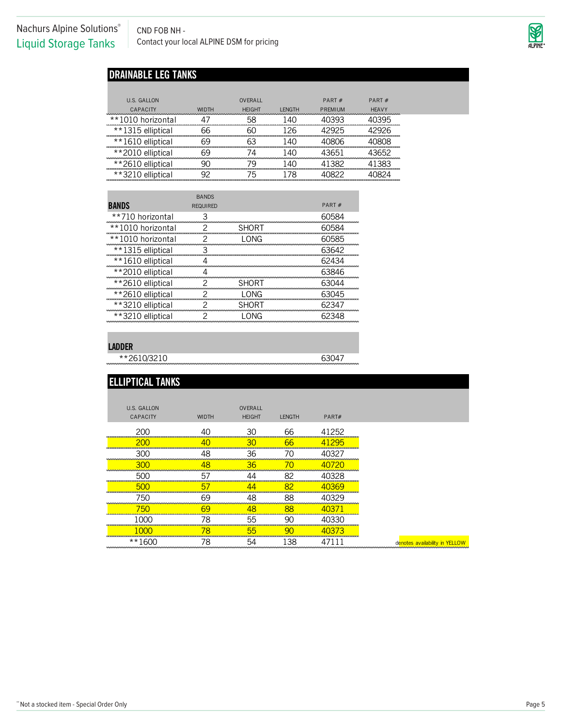Nachurs Alpine Solutions®
Liquid Storage Tanks

CND FOB NH -
Contact your local ALPINE DSM for pricing

## DRAINABLE LEG TANKS

| U.S. GALLON CAPACITY | WIDTH | OVERALL HEIGHT | LENGTH | PART # PREMIUM | PART # HEAVY |
|---|---|---|---|---|---|
| **1010 horizontal | 47 | 58 | 140 | 40393 | 40395 |
| **1315 elliptical | 66 | 60 | 126 | 42925 | 42926 |
| **1610 elliptical | 69 | 63 | 140 | 40806 | 40808 |
| **2010 elliptical | 69 | 74 | 140 | 43651 | 43652 |
| **2610 elliptical | 90 | 79 | 140 | 41382 | 41383 |
| **3210 elliptical | 92 | 75 | 178 | 40822 | 40824 |

| BANDS | BANDS REQUIRED | | PART # |
|---|---|---|---|
| **710 horizontal | 3 | | 60584 |
| **1010 horizontal | 2 | SHORT | 60584 |
| **1010 horizontal | 2 | LONG | 60585 |
| **1315 elliptical | 3 | | 63642 |
| **1610 elliptical | 4 | | 62434 |
| **2010 elliptical | 4 | | 63846 |
| **2610 elliptical | 2 | SHORT | 63044 |
| **2610 elliptical | 2 | LONG | 63045 |
| **3210 elliptical | 2 | SHORT | 62347 |
| **3210 elliptical | 2 | LONG | 62348 |

| LADDER | |
|---|---|
| **2610/3210 | 63047 |

## ELLIPTICAL TANKS

| U.S. GALLON CAPACITY | WIDTH | OVERALL HEIGHT | LENGTH | PART# |
|---|---|---|---|---|
| 200 | 40 | 30 | 66 | 41252 |
| 200 | 40 | 30 | 66 | 41295 |
| 300 | 48 | 36 | 70 | 40327 |
| 300 | 48 | 36 | 70 | 40720 |
| 500 | 57 | 44 | 82 | 40328 |
| 500 | 57 | 44 | 82 | 40369 |
| 750 | 69 | 48 | 88 | 40329 |
| 750 | 69 | 48 | 88 | 40371 |
| 1000 | 78 | 55 | 90 | 40330 |
| 1000 | 78 | 55 | 90 | 40373 |
| **1600 | 78 | 54 | 138 | 47111 |

denotes availability in YELLOW

** Not a stocked item - Special Order Only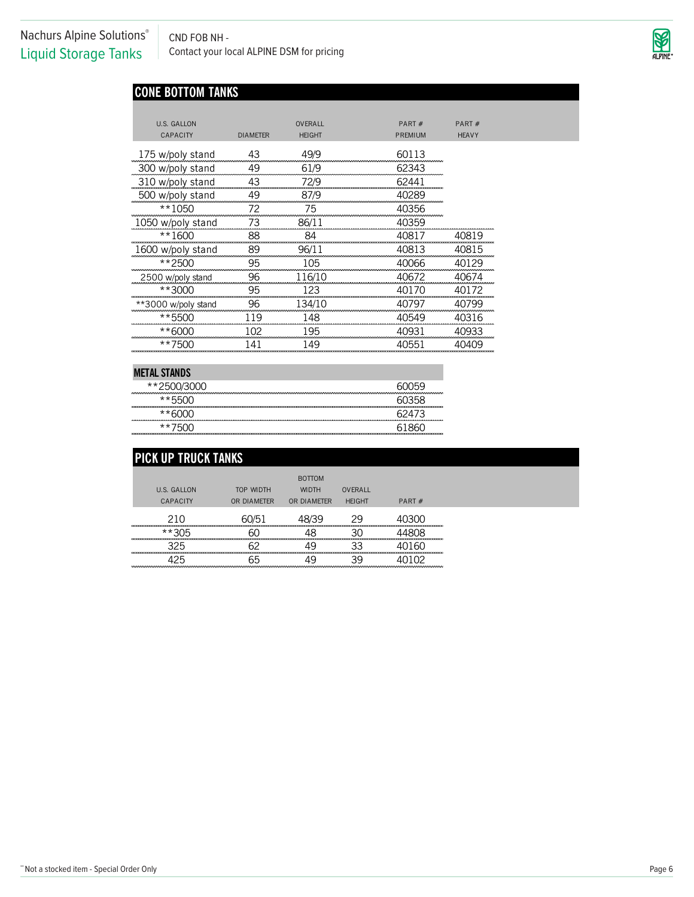Nachurs Alpine Solutions®
Liquid Storage Tanks

CND FOB NH -
Contact your local ALPINE DSM for pricing

## CONE BOTTOM TANKS

| U.S. GALLON CAPACITY | DIAMETER | OVERALL HEIGHT | PART # PREMIUM | PART # HEAVY |
|---|---|---|---|---|
| 175 w/poly stand | 43 | 49/9 | 60113 | |
| 300 w/poly stand | 49 | 61/9 | 62343 | |
| 310 w/poly stand | 43 | 72/9 | 62441 | |
| 500 w/poly stand | 49 | 87/9 | 40289 | |
| **1050 | 72 | 75 | 40356 | |
| 1050 w/poly stand | 73 | 86/11 | 40359 | |
| **1600 | 88 | 84 | 40817 | 40819 |
| 1600 w/poly stand | 89 | 96/11 | 40813 | 40815 |
| **2500 | 95 | 105 | 40066 | 40129 |
| 2500 w/poly stand | 96 | 116/10 | 40672 | 40674 |
| **3000 | 95 | 123 | 40170 | 40172 |
| **3000 w/poly stand | 96 | 134/10 | 40797 | 40799 |
| **5500 | 119 | 148 | 40549 | 40316 |
| **6000 | 102 | 195 | 40931 | 40933 |
| **7500 | 141 | 149 | 40551 | 40409 |

## METAL STANDS

| | |
|---|---|
| **2500/3000 | 60059 |
| **5500 | 60358 |
| **6000 | 62473 |
| **7500 | 61860 |

## PICK UP TRUCK TANKS

| U.S. GALLON CAPACITY | TOP WIDTH OR DIAMETER | BOTTOM WIDTH OR DIAMETER | OVERALL HEIGHT | PART # |
|---|---|---|---|---|
| 210 | 60/51 | 48/39 | 29 | 40300 |
| **305 | 60 | 48 | 30 | 44808 |
| 325 | 62 | 49 | 33 | 40160 |
| 425 | 65 | 49 | 39 | 40102 |

** Not a stocked item - Special Order Only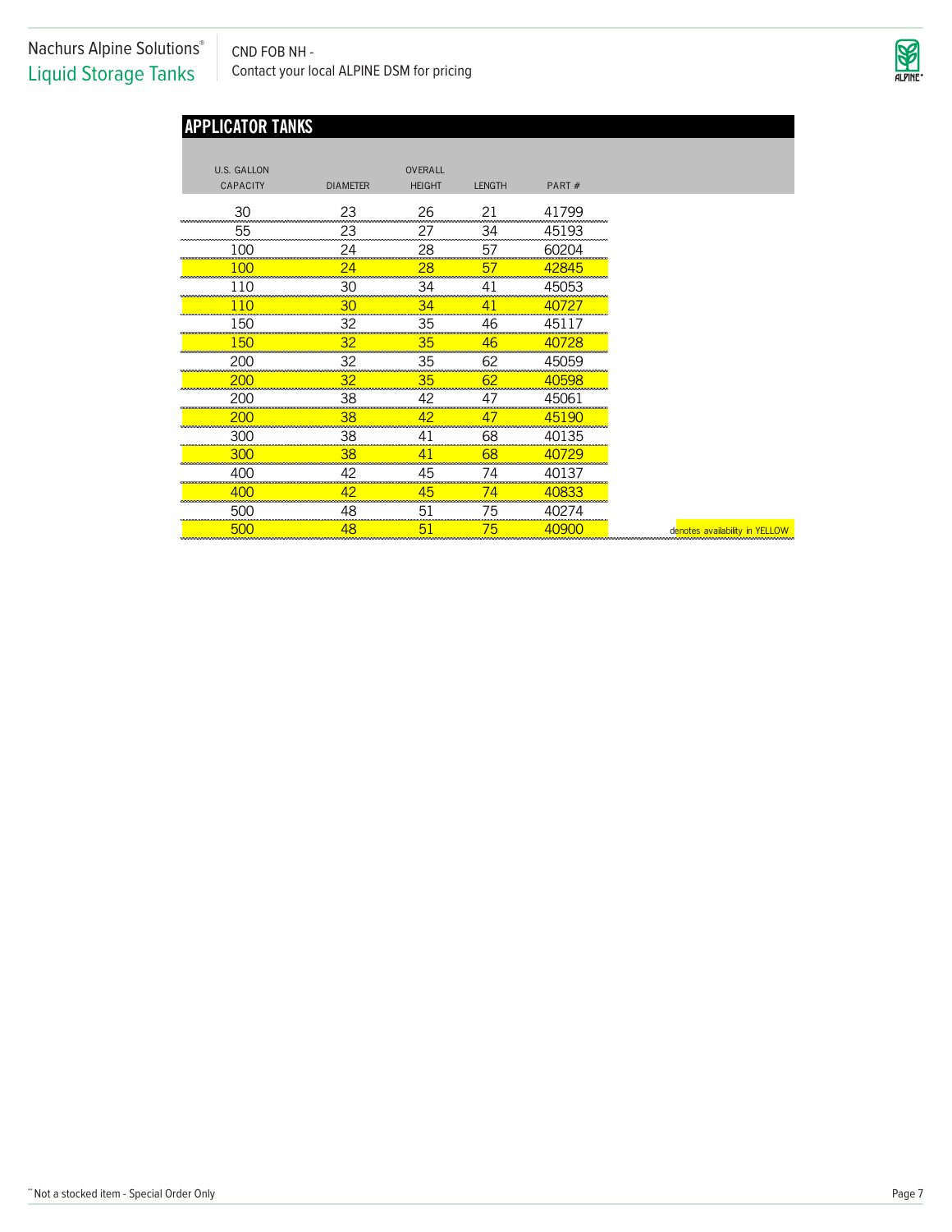Nachurs Alpine Solutions®
Liquid Storage Tanks

CND FOB NH -
Contact your local ALPINE DSM for pricing

## APPLICATOR TANKS

| U.S. GALLON CAPACITY | DIAMETER | OVERALL HEIGHT | LENGTH | PART # |
|---|---|---|---|---|
| 30 | 23 | 26 | 21 | 41799 |
| 55 | 23 | 27 | 34 | 45193 |
| 100 | 24 | 28 | 57 | 60204 |
| 100 | 24 | 28 | 57 | 42845 |
| 110 | 30 | 34 | 41 | 45053 |
| 110 | 30 | 34 | 41 | 40727 |
| 150 | 32 | 35 | 46 | 45117 |
| 150 | 32 | 35 | 46 | 40728 |
| 200 | 32 | 35 | 62 | 45059 |
| 200 | 32 | 35 | 62 | 40598 |
| 200 | 38 | 42 | 47 | 45061 |
| 200 | 38 | 42 | 47 | 45190 |
| 300 | 38 | 41 | 68 | 40135 |
| 300 | 38 | 41 | 68 | 40729 |
| 400 | 42 | 45 | 74 | 40137 |
| 400 | 42 | 45 | 74 | 40833 |
| 500 | 48 | 51 | 75 | 40274 |
| 500 | 48 | 51 | 75 | 40900 |

denotes availability in YELLOW

** Not a stocked item - Special Order Only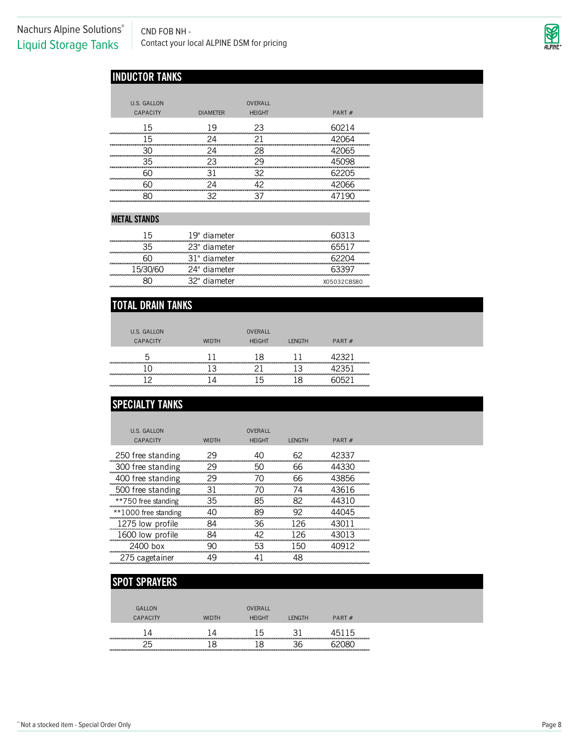Nachurs Alpine Solutions®
Liquid Storage Tanks

CND FOB NH -
Contact your local ALPINE DSM for pricing

## INDUCTOR TANKS

| U.S. GALLON CAPACITY | DIAMETER | OVERALL HEIGHT | PART # |
|---|---|---|---|
| 15 | 19 | 23 | 60214 |
| 15 | 24 | 21 | 42064 |
| 30 | 24 | 28 | 42065 |
| 35 | 23 | 29 | 45098 |
| 60 | 31 | 32 | 62205 |
| 60 | 24 | 42 | 42066 |
| 80 | 32 | 37 | 47190 |

### METAL STANDS

| | | |
|---|---|---|
| 15 | 19" diameter | 60313 |
| 35 | 23" diameter | 65517 |
| 60 | 31" diameter | 62204 |
| 15/30/60 | 24" diameter | 63397 |
| 80 | 32" diameter | X05032CBS80 |

## TOTAL DRAIN TANKS

| U.S. GALLON CAPACITY | WIDTH | OVERALL HEIGHT | LENGTH | PART # |
|---|---|---|---|---|
| 5 | 11 | 18 | 11 | 42321 |
| 10 | 13 | 21 | 13 | 42351 |
| 12 | 14 | 15 | 18 | 60521 |

## SPECIALTY TANKS

| U.S. GALLON CAPACITY | WIDTH | OVERALL HEIGHT | LENGTH | PART # |
|---|---|---|---|---|
| 250 free standing | 29 | 40 | 62 | 42337 |
| 300 free standing | 29 | 50 | 66 | 44330 |
| 400 free standing | 29 | 70 | 66 | 43856 |
| 500 free standing | 31 | 70 | 74 | 43616 |
| **750 free standing | 35 | 85 | 82 | 44310 |
| **1000 free standing | 40 | 89 | 92 | 44045 |
| 1275 low profile | 84 | 36 | 126 | 43011 |
| 1600 low profile | 84 | 42 | 126 | 43013 |
| 2400 box | 90 | 53 | 150 | 40912 |
| 275 cagetainer | 49 | 41 | 48 | |

## SPOT SPRAYERS

| GALLON CAPACITY | WIDTH | OVERALL HEIGHT | LENGTH | PART # |
|---|---|---|---|---|
| 14 | 14 | 15 | 31 | 45115 |
| 25 | 18 | 18 | 36 | 62080 |

** Not a stocked item - Special Order Only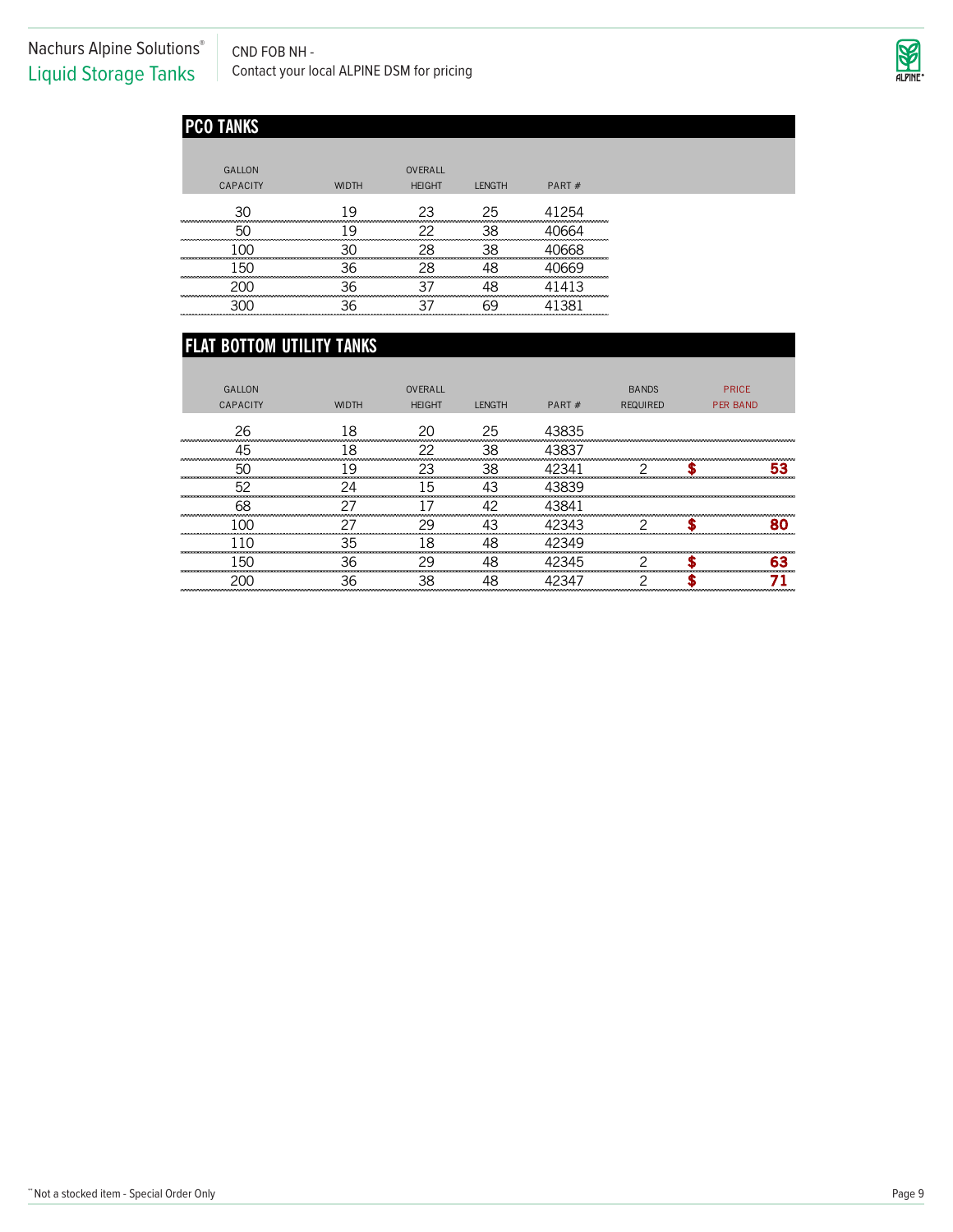Nachurs Alpine Solutions®
Liquid Storage Tanks

CND FOB NH -
Contact your local ALPINE DSM for pricing

## PCO TANKS

| GALLON CAPACITY | WIDTH | OVERALL HEIGHT | LENGTH | PART # |
|---|---|---|---|---|
| 30 | 19 | 23 | 25 | 41254 |
| 50 | 19 | 22 | 38 | 40664 |
| 100 | 30 | 28 | 38 | 40668 |
| 150 | 36 | 28 | 48 | 40669 |
| 200 | 36 | 37 | 48 | 41413 |
| 300 | 36 | 37 | 69 | 41381 |

## FLAT BOTTOM UTILITY TANKS

| GALLON CAPACITY | WIDTH | OVERALL HEIGHT | LENGTH | PART # | BANDS REQUIRED | PRICE PER BAND |
|---|---|---|---|---|---|---|
| 26 | 18 | 20 | 25 | 43835 | | |
| 45 | 18 | 22 | 38 | 43837 | | |
| 50 | 19 | 23 | 38 | 42341 | 2 | $ 53 |
| 52 | 24 | 15 | 43 | 43839 | | |
| 68 | 27 | 17 | 42 | 43841 | | |
| 100 | 27 | 29 | 43 | 42343 | 2 | $ 80 |
| 110 | 35 | 18 | 48 | 42349 | | |
| 150 | 36 | 29 | 48 | 42345 | 2 | $ 63 |
| 200 | 36 | 38 | 48 | 42347 | 2 | $ 71 |

** Not a stocked item - Special Order Only